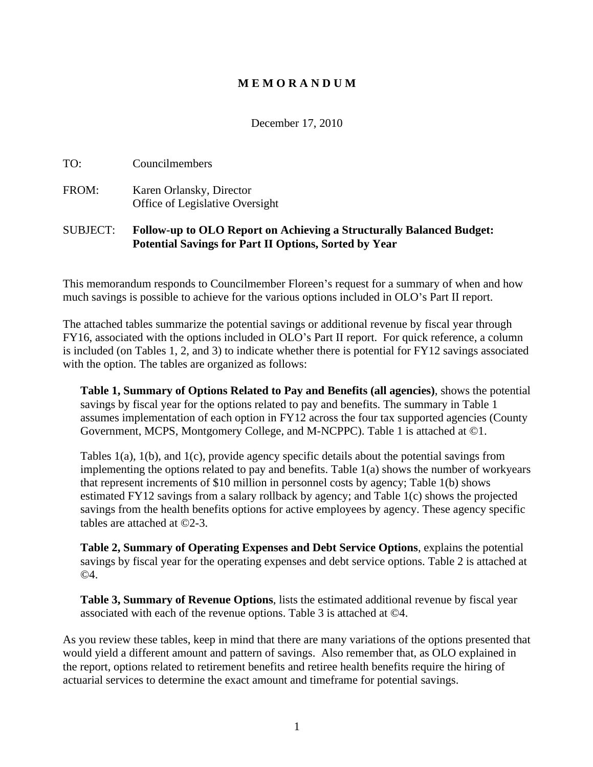# M E M O R A N D U M

December 17, 2010

TO: Councilmembers

FROM: Karen Orlansky, Director
Office of Legislative Oversight

SUBJECT: **Follow-up to OLO Report on Achieving a Structurally Balanced Budget: Potential Savings for Part II Options, Sorted by Year**

This memorandum responds to Councilmember Floreen's request for a summary of when and how much savings is possible to achieve for the various options included in OLO's Part II report.

The attached tables summarize the potential savings or additional revenue by fiscal year through FY16, associated with the options included in OLO's Part II report. For quick reference, a column is included (on Tables 1, 2, and 3) to indicate whether there is potential for FY12 savings associated with the option. The tables are organized as follows:

> **Table 1, Summary of Options Related to Pay and Benefits (all agencies)**, shows the potential savings by fiscal year for the options related to pay and benefits. The summary in Table 1 assumes implementation of each option in FY12 across the four tax supported agencies (County Government, MCPS, Montgomery College, and M-NCPPC). Table 1 is attached at ©1.
>
> Tables 1(a), 1(b), and 1(c), provide agency specific details about the potential savings from implementing the options related to pay and benefits. Table 1(a) shows the number of workyears that represent increments of $10 million in personnel costs by agency; Table 1(b) shows estimated FY12 savings from a salary rollback by agency; and Table 1(c) shows the projected savings from the health benefits options for active employees by agency. These agency specific tables are attached at ©2-3.
>
> **Table 2, Summary of Operating Expenses and Debt Service Options**, explains the potential savings by fiscal year for the operating expenses and debt service options. Table 2 is attached at ©4.
>
> **Table 3, Summary of Revenue Options**, lists the estimated additional revenue by fiscal year associated with each of the revenue options. Table 3 is attached at ©4.

As you review these tables, keep in mind that there are many variations of the options presented that would yield a different amount and pattern of savings. Also remember that, as OLO explained in the report, options related to retirement benefits and retiree health benefits require the hiring of actuarial services to determine the exact amount and timeframe for potential savings.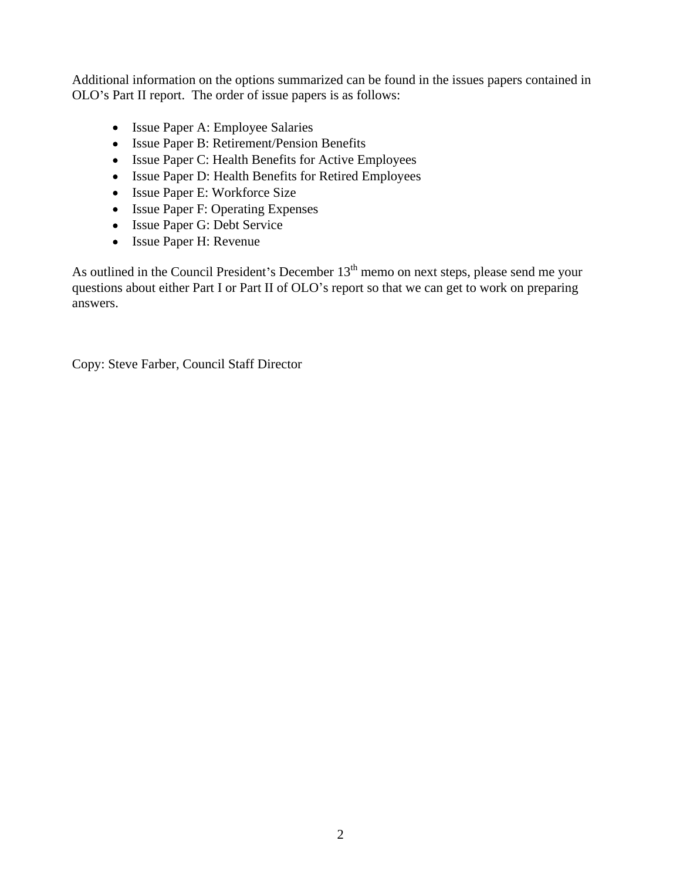Additional information on the options summarized can be found in the issues papers contained in OLO's Part II report. The order of issue papers is as follows:

- Issue Paper A: Employee Salaries
- Issue Paper B: Retirement/Pension Benefits
- Issue Paper C: Health Benefits for Active Employees
- Issue Paper D: Health Benefits for Retired Employees
- Issue Paper E: Workforce Size
- Issue Paper F: Operating Expenses
- Issue Paper G: Debt Service
- Issue Paper H: Revenue

As outlined in the Council President's December 13th memo on next steps, please send me your questions about either Part I or Part II of OLO's report so that we can get to work on preparing answers.

Copy: Steve Farber, Council Staff Director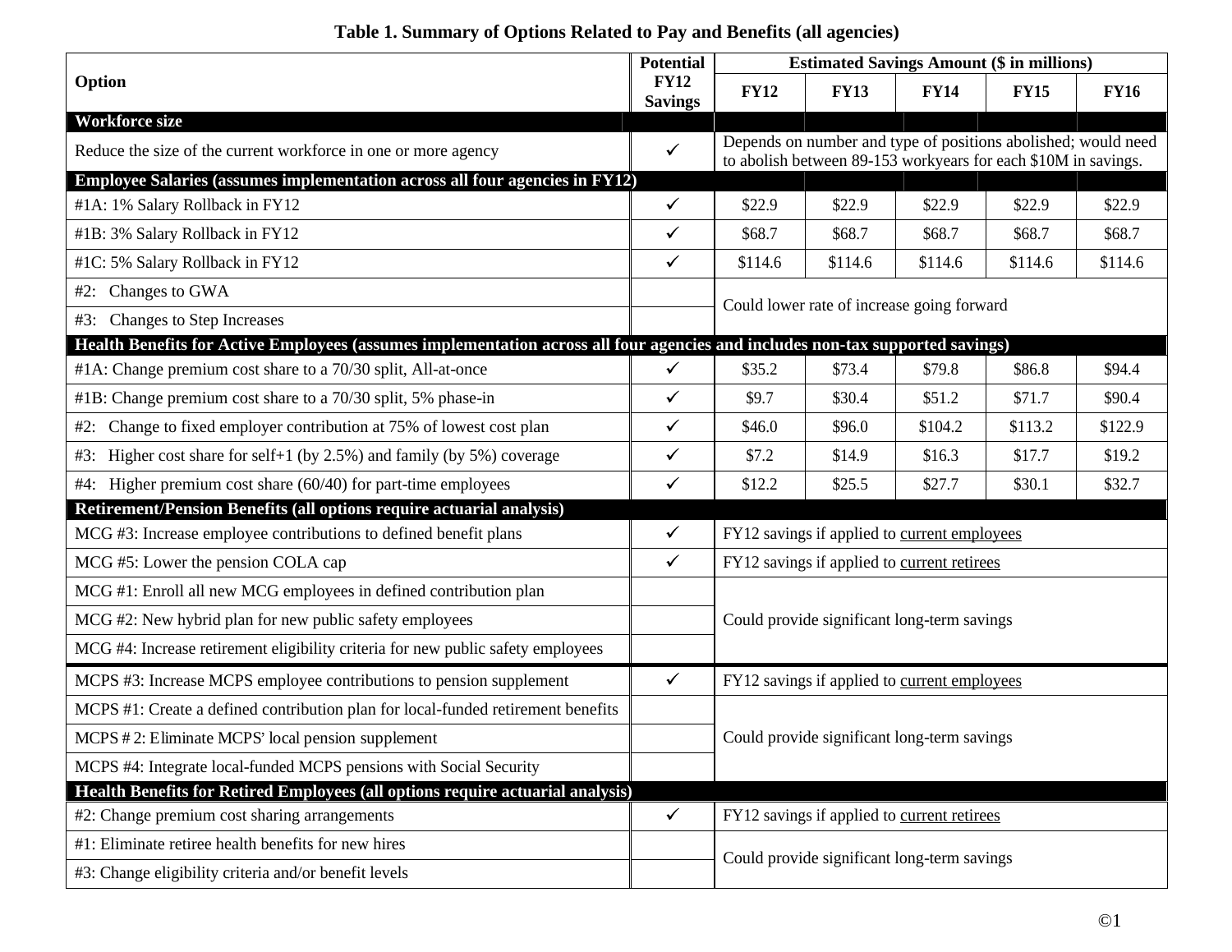**Table 1. Summary of Options Related to Pay and Benefits (all agencies)**

| Option | Potential FY12 Savings | Estimated Savings Amount ($ in millions) | | | | |
|---|---|---|---|---|---|---|
| | | FY12 | FY13 | FY14 | FY15 | FY16 |
| **Workforce size** | | | | | | |
| Reduce the size of the current workforce in one or more agency | ✓ | Depends on number and type of positions abolished; would need to abolish between 89-153 workyears for each $10M in savings. | | | | |
| **Employee Salaries (assumes implementation across all four agencies in FY12)** | | | | | | |
| #1A: 1% Salary Rollback in FY12 | ✓ | $22.9 | $22.9 | $22.9 | $22.9 | $22.9 |
| #1B: 3% Salary Rollback in FY12 | ✓ | $68.7 | $68.7 | $68.7 | $68.7 | $68.7 |
| #1C: 5% Salary Rollback in FY12 | ✓ | $114.6 | $114.6 | $114.6 | $114.6 | $114.6 |
| #2: Changes to GWA | | Could lower rate of increase going forward | | | | |
| #3: Changes to Step Increases | | | | | | |
| **Health Benefits for Active Employees (assumes implementation across all four agencies and includes non-tax supported savings)** | | | | | | |
| #1A: Change premium cost share to a 70/30 split, All-at-once | ✓ | $35.2 | $73.4 | $79.8 | $86.8 | $94.4 |
| #1B: Change premium cost share to a 70/30 split, 5% phase-in | ✓ | $9.7 | $30.4 | $51.2 | $71.7 | $90.4 |
| #2: Change to fixed employer contribution at 75% of lowest cost plan | ✓ | $46.0 | $96.0 | $104.2 | $113.2 | $122.9 |
| #3: Higher cost share for self+1 (by 2.5%) and family (by 5%) coverage | ✓ | $7.2 | $14.9 | $16.3 | $17.7 | $19.2 |
| #4: Higher premium cost share (60/40) for part-time employees | ✓ | $12.2 | $25.5 | $27.7 | $30.1 | $32.7 |
| **Retirement/Pension Benefits (all options require actuarial analysis)** | | | | | | |
| MCG #3: Increase employee contributions to defined benefit plans | ✓ | FY12 savings if applied to current employees | | | | |
| MCG #5: Lower the pension COLA cap | ✓ | FY12 savings if applied to current retirees | | | | |
| MCG #1: Enroll all new MCG employees in defined contribution plan | | Could provide significant long-term savings | | | | |
| MCG #2: New hybrid plan for new public safety employees | | | | | | |
| MCG #4: Increase retirement eligibility criteria for new public safety employees | | | | | | |
| MCPS #3: Increase MCPS employee contributions to pension supplement | ✓ | FY12 savings if applied to current employees | | | | |
| MCPS #1: Create a defined contribution plan for local-funded retirement benefits | | Could provide significant long-term savings | | | | |
| MCPS # 2: Eliminate MCPS' local pension supplement | | | | | | |
| MCPS #4: Integrate local-funded MCPS pensions with Social Security | | | | | | |
| **Health Benefits for Retired Employees (all options require actuarial analysis)** | | | | | | |
| #2: Change premium cost sharing arrangements | ✓ | FY12 savings if applied to current retirees | | | | |
| #1: Eliminate retiree health benefits for new hires | | Could provide significant long-term savings | | | | |
| #3: Change eligibility criteria and/or benefit levels | | | | | | |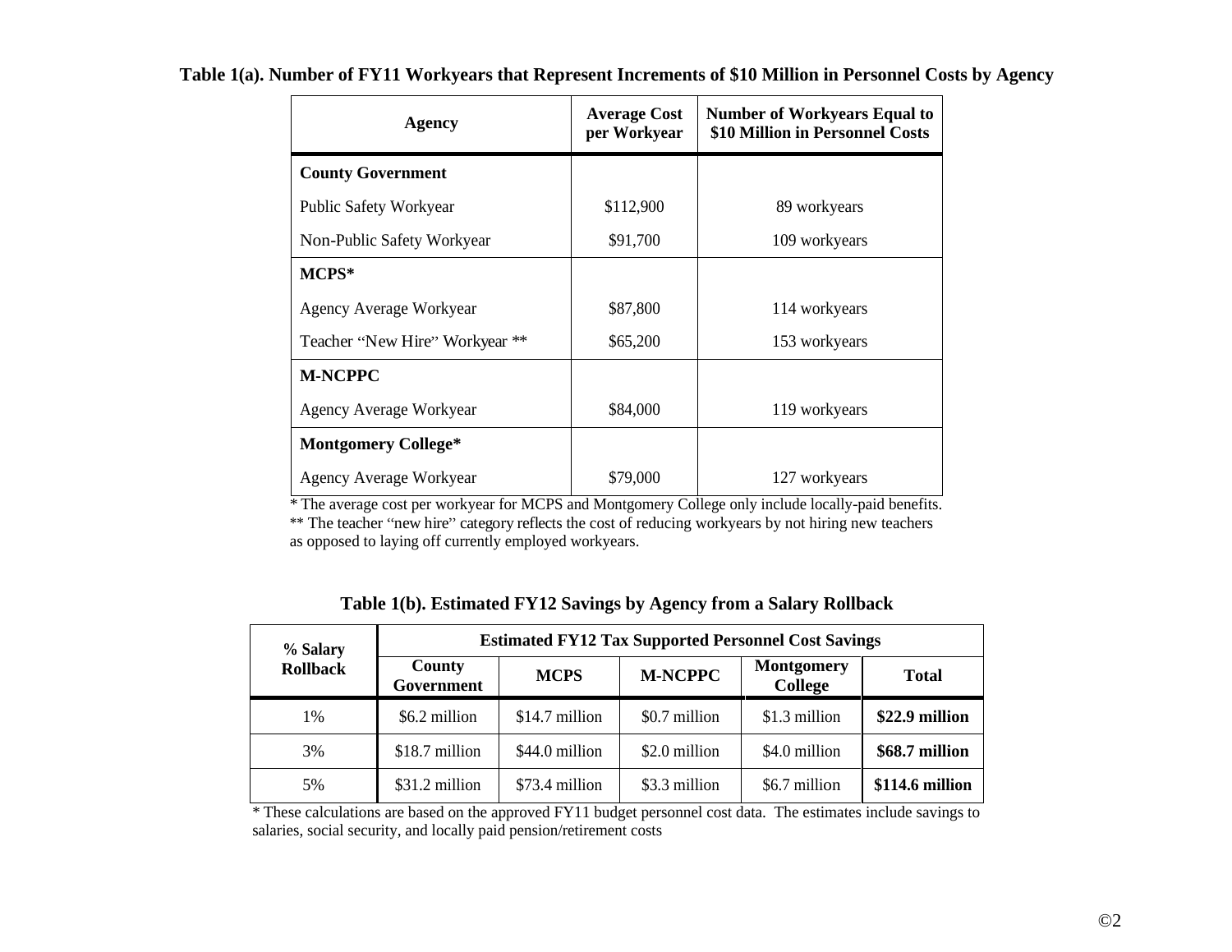**Table 1(a). Number of FY11 Workyears that Represent Increments of $10 Million in Personnel Costs by Agency**

| Agency | Average Cost per Workyear | Number of Workyears Equal to $10 Million in Personnel Costs |
|---|---|---|
| **County Government** | | |
| Public Safety Workyear | $112,900 | 89 workyears |
| Non-Public Safety Workyear | $91,700 | 109 workyears |
| **MCPS*** | | |
| Agency Average Workyear | $87,800 | 114 workyears |
| Teacher "New Hire" Workyear ** | $65,200 | 153 workyears |
| **M-NCPPC** | | |
| Agency Average Workyear | $84,000 | 119 workyears |
| **Montgomery College*** | | |
| Agency Average Workyear | $79,000 | 127 workyears |

\* The average cost per workyear for MCPS and Montgomery College only include locally-paid benefits.
** The teacher "new hire" category reflects the cost of reducing workyears by not hiring new teachers as opposed to laying off currently employed workyears.

**Table 1(b). Estimated FY12 Savings by Agency from a Salary Rollback**

| % Salary Rollback | Estimated FY12 Tax Supported Personnel Cost Savings | | | | |
|---|---|---|---|---|---|
| | County Government | MCPS | M-NCPPC | Montgomery College | Total |
| 1% | $6.2 million | $14.7 million | $0.7 million | $1.3 million | **$22.9 million** |
| 3% | $18.7 million | $44.0 million | $2.0 million | $4.0 million | **$68.7 million** |
| 5% | $31.2 million | $73.4 million | $3.3 million | $6.7 million | **$114.6 million** |

\* These calculations are based on the approved FY11 budget personnel cost data. The estimates include savings to salaries, social security, and locally paid pension/retirement costs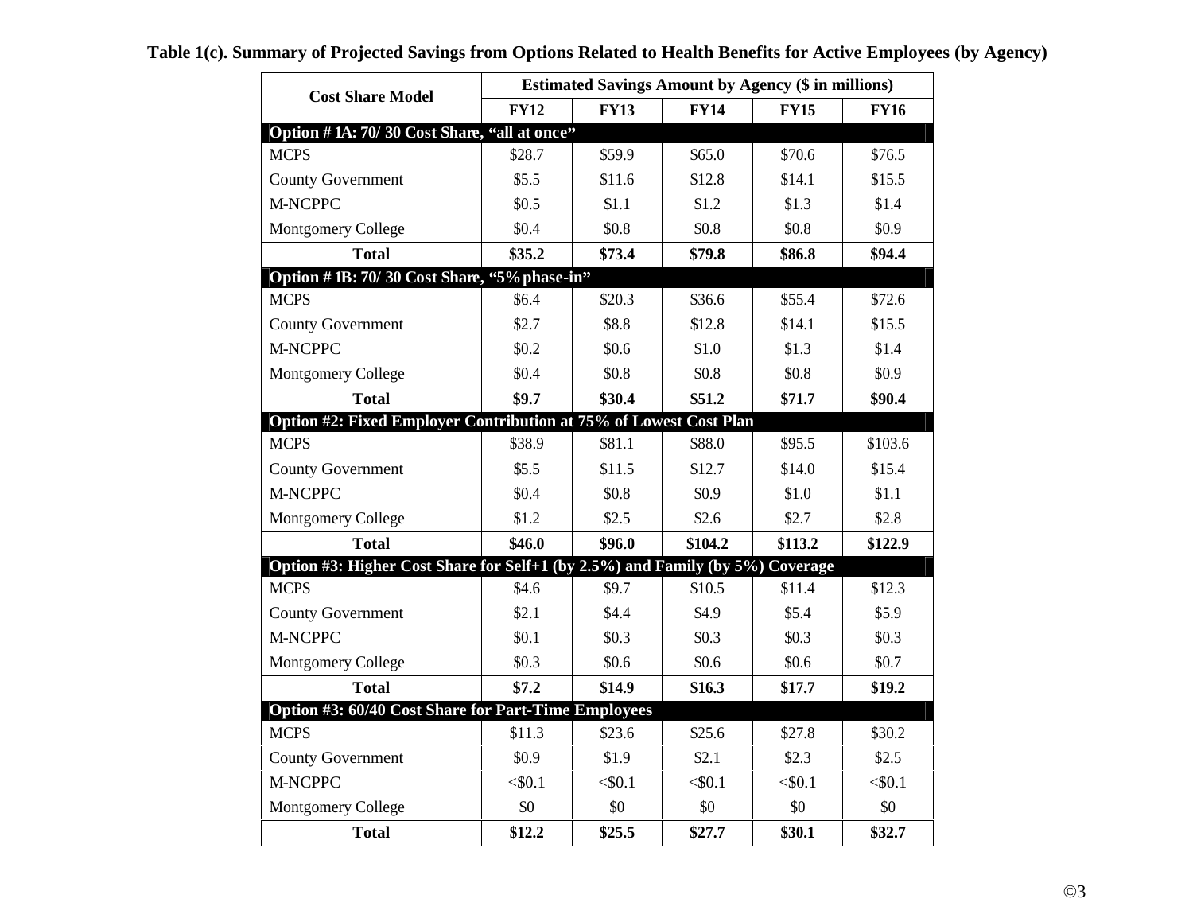**Table 1(c). Summary of Projected Savings from Options Related to Health Benefits for Active Employees (by Agency)**

| Cost Share Model | Estimated Savings Amount by Agency ($ in millions) | | | | |
|---|---|---|---|---|---|
| | **FY12** | **FY13** | **FY14** | **FY15** | **FY16** |
| **Option # 1A: 70/ 30 Cost Share, "all at once"** | | | | | |
| MCPS | $28.7 | $59.9 | $65.0 | $70.6 | $76.5 |
| County Government | $5.5 | $11.6 | $12.8 | $14.1 | $15.5 |
| M-NCPPC | $0.5 | $1.1 | $1.2 | $1.3 | $1.4 |
| Montgomery College | $0.4 | $0.8 | $0.8 | $0.8 | $0.9 |
| **Total** | **$35.2** | **$73.4** | **$79.8** | **$86.8** | **$94.4** |
| **Option # 1B: 70/ 30 Cost Share, "5% phase-in"** | | | | | |
| MCPS | $6.4 | $20.3 | $36.6 | $55.4 | $72.6 |
| County Government | $2.7 | $8.8 | $12.8 | $14.1 | $15.5 |
| M-NCPPC | $0.2 | $0.6 | $1.0 | $1.3 | $1.4 |
| Montgomery College | $0.4 | $0.8 | $0.8 | $0.8 | $0.9 |
| **Total** | **$9.7** | **$30.4** | **$51.2** | **$71.7** | **$90.4** |
| **Option #2: Fixed Employer Contribution at 75% of Lowest Cost Plan** | | | | | |
| MCPS | $38.9 | $81.1 | $88.0 | $95.5 | $103.6 |
| County Government | $5.5 | $11.5 | $12.7 | $14.0 | $15.4 |
| M-NCPPC | $0.4 | $0.8 | $0.9 | $1.0 | $1.1 |
| Montgomery College | $1.2 | $2.5 | $2.6 | $2.7 | $2.8 |
| **Total** | **$46.0** | **$96.0** | **$104.2** | **$113.2** | **$122.9** |
| **Option #3: Higher Cost Share for Self+1 (by 2.5%) and Family (by 5%) Coverage** | | | | | |
| MCPS | $4.6 | $9.7 | $10.5 | $11.4 | $12.3 |
| County Government | $2.1 | $4.4 | $4.9 | $5.4 | $5.9 |
| M-NCPPC | $0.1 | $0.3 | $0.3 | $0.3 | $0.3 |
| Montgomery College | $0.3 | $0.6 | $0.6 | $0.6 | $0.7 |
| **Total** | **$7.2** | **$14.9** | **$16.3** | **$17.7** | **$19.2** |
| **Option #3: 60/40 Cost Share for Part-Time Employees** | | | | | |
| MCPS | $11.3 | $23.6 | $25.6 | $27.8 | $30.2 |
| County Government | $0.9 | $1.9 | $2.1 | $2.3 | $2.5 |
| M-NCPPC | <$0.1 | <$0.1 | <$0.1 | <$0.1 | <$0.1 |
| Montgomery College | $0 | $0 | $0 | $0 | $0 |
| **Total** | **$12.2** | **$25.5** | **$27.7** | **$30.1** | **$32.7** |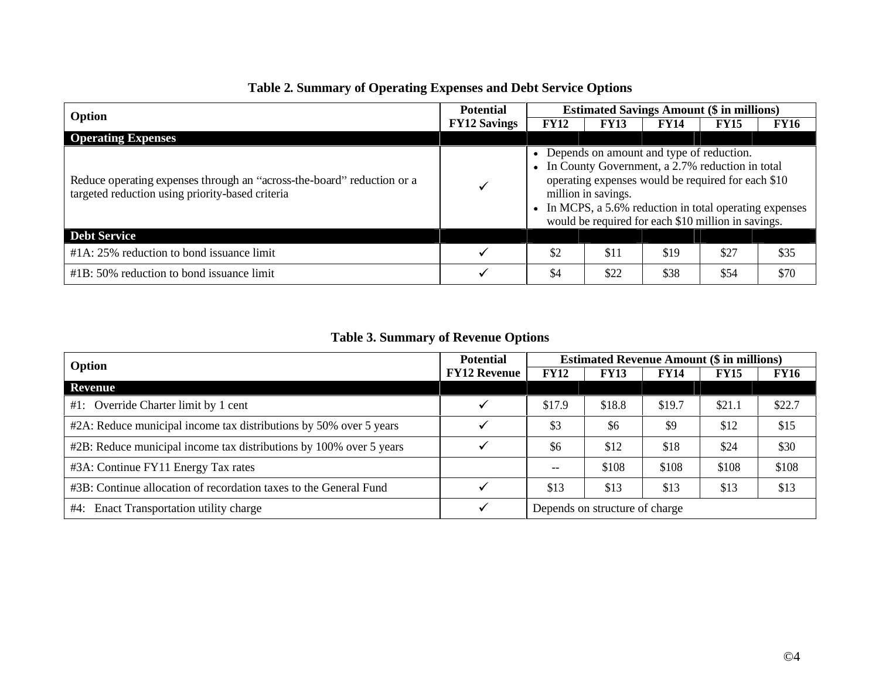**Table 2. Summary of Operating Expenses and Debt Service Options**

| Option | Potential FY12 Savings | Estimated Savings Amount ($ in millions) | | | | |
|---|---|---|---|---|---|---|
| | | FY12 | FY13 | FY14 | FY15 | FY16 |
| **Operating Expenses** | | | | | | |
| Reduce operating expenses through an "across-the-board" reduction or a targeted reduction using priority-based criteria | ✓ | • Depends on amount and type of reduction. • In County Government, a 2.7% reduction in total operating expenses would be required for each $10 million in savings. • In MCPS, a 5.6% reduction in total operating expenses would be required for each $10 million in savings. | | | | |
| **Debt Service** | | | | | | |
| #1A: 25% reduction to bond issuance limit | ✓ | $2 | $11 | $19 | $27 | $35 |
| #1B: 50% reduction to bond issuance limit | ✓ | $4 | $22 | $38 | $54 | $70 |

**Table 3. Summary of Revenue Options**

| Option | Potential FY12 Revenue | Estimated Revenue Amount ($ in millions) | | | | |
|---|---|---|---|---|---|---|
| | | FY12 | FY13 | FY14 | FY15 | FY16 |
| **Revenue** | | | | | | |
| #1: Override Charter limit by 1 cent | ✓ | $17.9 | $18.8 | $19.7 | $21.1 | $22.7 |
| #2A: Reduce municipal income tax distributions by 50% over 5 years | ✓ | $3 | $6 | $9 | $12 | $15 |
| #2B: Reduce municipal income tax distributions by 100% over 5 years | ✓ | $6 | $12 | $18 | $24 | $30 |
| #3A: Continue FY11 Energy Tax rates | | -- | $108 | $108 | $108 | $108 |
| #3B: Continue allocation of recordation taxes to the General Fund | ✓ | $13 | $13 | $13 | $13 | $13 |
| #4: Enact Transportation utility charge | ✓ | Depends on structure of charge | | | | |